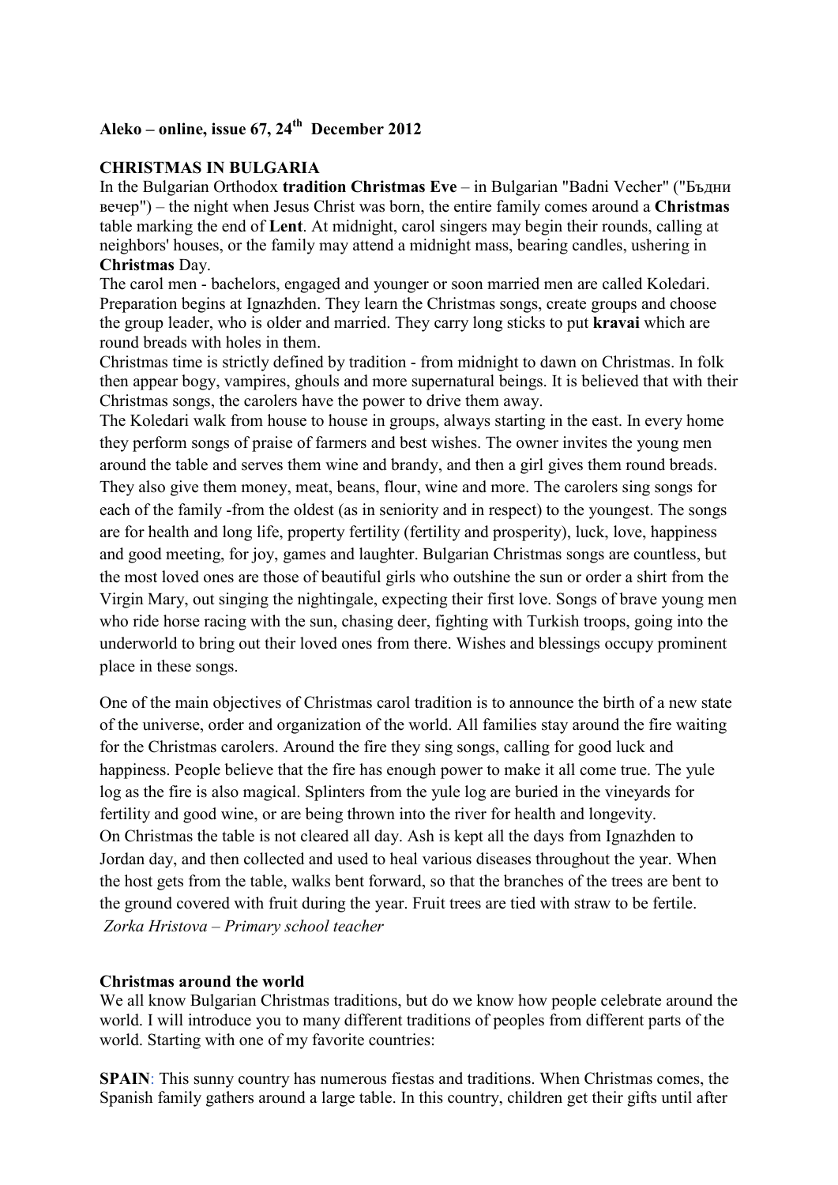**Aleko – online, issue 67, 24th December 2012**

**CHRISTMAS IN BULGARIA**

In the Bulgarian Orthodox **tradition Christmas Eve** – in Bulgarian "Badni Vecher" ("Бъдни вечер") – the night when Jesus Christ was born, the entire family comes around a **Christmas** table marking the end of **Lent**. At midnight, carol singers may begin their rounds, calling at neighbors' houses, or the family may attend a midnight mass, bearing candles, ushering in **Christmas** Day.

The carol men - bachelors, engaged and younger or soon married men are called Koledari. Preparation begins at Ignazhden. They learn the Christmas songs, create groups and choose the group leader, who is older and married. They carry long sticks to put **kravai** which are round breads with holes in them.

Christmas time is strictly defined by tradition - from midnight to dawn on Christmas. In folk then appear bogy, vampires, ghouls and more supernatural beings. It is believed that with their Christmas songs, the carolers have the power to drive them away.

The Koledari walk from house to house in groups, always starting in the east. In every home they perform songs of praise of farmers and best wishes. The owner invites the young men around the table and serves them wine and brandy, and then a girl gives them round breads. They also give them money, meat, beans, flour, wine and more. The carolers sing songs for each of the family -from the oldest (as in seniority and in respect) to the youngest. The songs are for health and long life, property fertility (fertility and prosperity), luck, love, happiness and good meeting, for joy, games and laughter. Bulgarian Christmas songs are countless, but the most loved ones are those of beautiful girls who outshine the sun or order a shirt from the Virgin Mary, out singing the nightingale, expecting their first love. Songs of brave young men who ride horse racing with the sun, chasing deer, fighting with Turkish troops, going into the underworld to bring out their loved ones from there. Wishes and blessings occupy prominent place in these songs.

One of the main objectives of Christmas carol tradition is to announce the birth of a new state of the universe, order and organization of the world. All families stay around the fire waiting for the Christmas carolers. Around the fire they sing songs, calling for good luck and happiness. People believe that the fire has enough power to make it all come true. The yule log as the fire is also magical. Splinters from the yule log are buried in the vineyards for fertility and good wine, or are being thrown into the river for health and longevity.

On Christmas the table is not cleared all day. Ash is kept all the days from Ignazhden to Jordan day, and then collected and used to heal various diseases throughout the year. When the host gets from the table, walks bent forward, so that the branches of the trees are bent to the ground covered with fruit during the year. Fruit trees are tied with straw to be fertile.

*Zorka Hristova – Primary school teacher*

**Christmas around the world**

We all know Bulgarian Christmas traditions, but do we know how people celebrate around the world. I will introduce you to many different traditions of peoples from different parts of the world. Starting with one of my favorite countries:

**SPAIN**: This sunny country has numerous fiestas and traditions. When Christmas comes, the Spanish family gathers around a large table. In this country, children get their gifts until after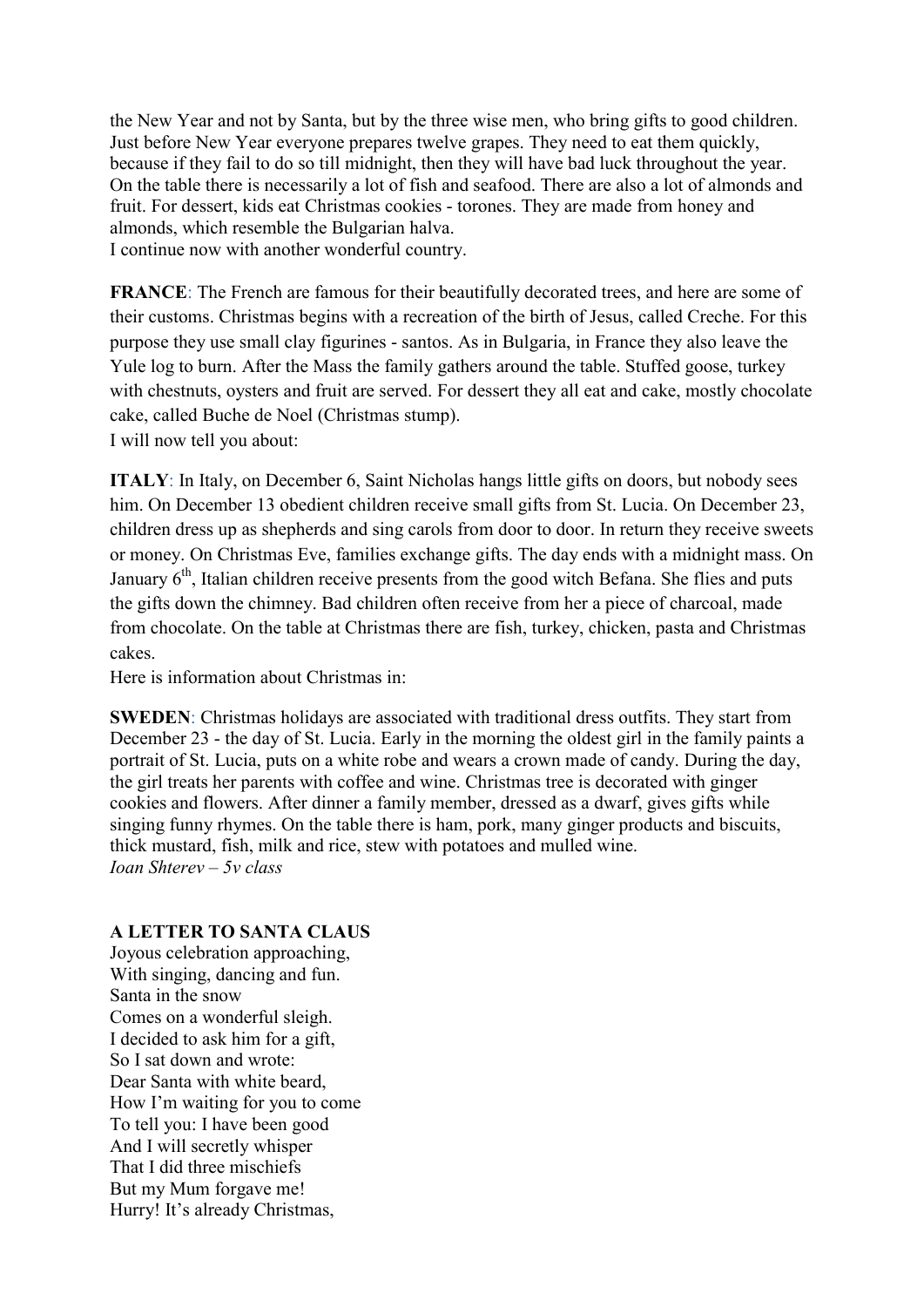the New Year and not by Santa, but by the three wise men, who bring gifts to good children. Just before New Year everyone prepares twelve grapes. They need to eat them quickly, because if they fail to do so till midnight, then they will have bad luck throughout the year. On the table there is necessarily a lot of fish and seafood. There are also a lot of almonds and fruit. For dessert, kids eat Christmas cookies - torones. They are made from honey and almonds, which resemble the Bulgarian halva.
I continue now with another wonderful country.

**FRANCE**: The French are famous for their beautifully decorated trees, and here are some of their customs. Christmas begins with a recreation of the birth of Jesus, called Creche. For this purpose they use small clay figurines - santos. As in Bulgaria, in France they also leave the Yule log to burn. After the Mass the family gathers around the table. Stuffed goose, turkey with chestnuts, oysters and fruit are served. For dessert they all eat and cake, mostly chocolate cake, called Buche de Noel (Christmas stump).
I will now tell you about:

**ITALY**: In Italy, on December 6, Saint Nicholas hangs little gifts on doors, but nobody sees him. On December 13 obedient children receive small gifts from St. Lucia. On December 23, children dress up as shepherds and sing carols from door to door. In return they receive sweets or money. On Christmas Eve, families exchange gifts. The day ends with a midnight mass. On January 6th, Italian children receive presents from the good witch Befana. She flies and puts the gifts down the chimney. Bad children often receive from her a piece of charcoal, made from chocolate. On the table at Christmas there are fish, turkey, chicken, pasta and Christmas cakes.
Here is information about Christmas in:

**SWEDEN**: Christmas holidays are associated with traditional dress outfits. They start from December 23 - the day of St. Lucia. Early in the morning the oldest girl in the family paints a portrait of St. Lucia, puts on a white robe and wears a crown made of candy. During the day, the girl treats her parents with coffee and wine. Christmas tree is decorated with ginger cookies and flowers. After dinner a family member, dressed as a dwarf, gives gifts while singing funny rhymes. On the table there is ham, pork, many ginger products and biscuits, thick mustard, fish, milk and rice, stew with potatoes and mulled wine.
*Ioan Shterev – 5v class*

**A LETTER TO SANTA CLAUS**

Joyous celebration approaching,
With singing, dancing and fun.
Santa in the snow
Comes on a wonderful sleigh.
I decided to ask him for a gift,
So I sat down and wrote:
Dear Santa with white beard,
How I'm waiting for you to come
To tell you: I have been good
And I will secretly whisper
That I did three mischiefs
But my Mum forgave me!
Hurry! It's already Christmas,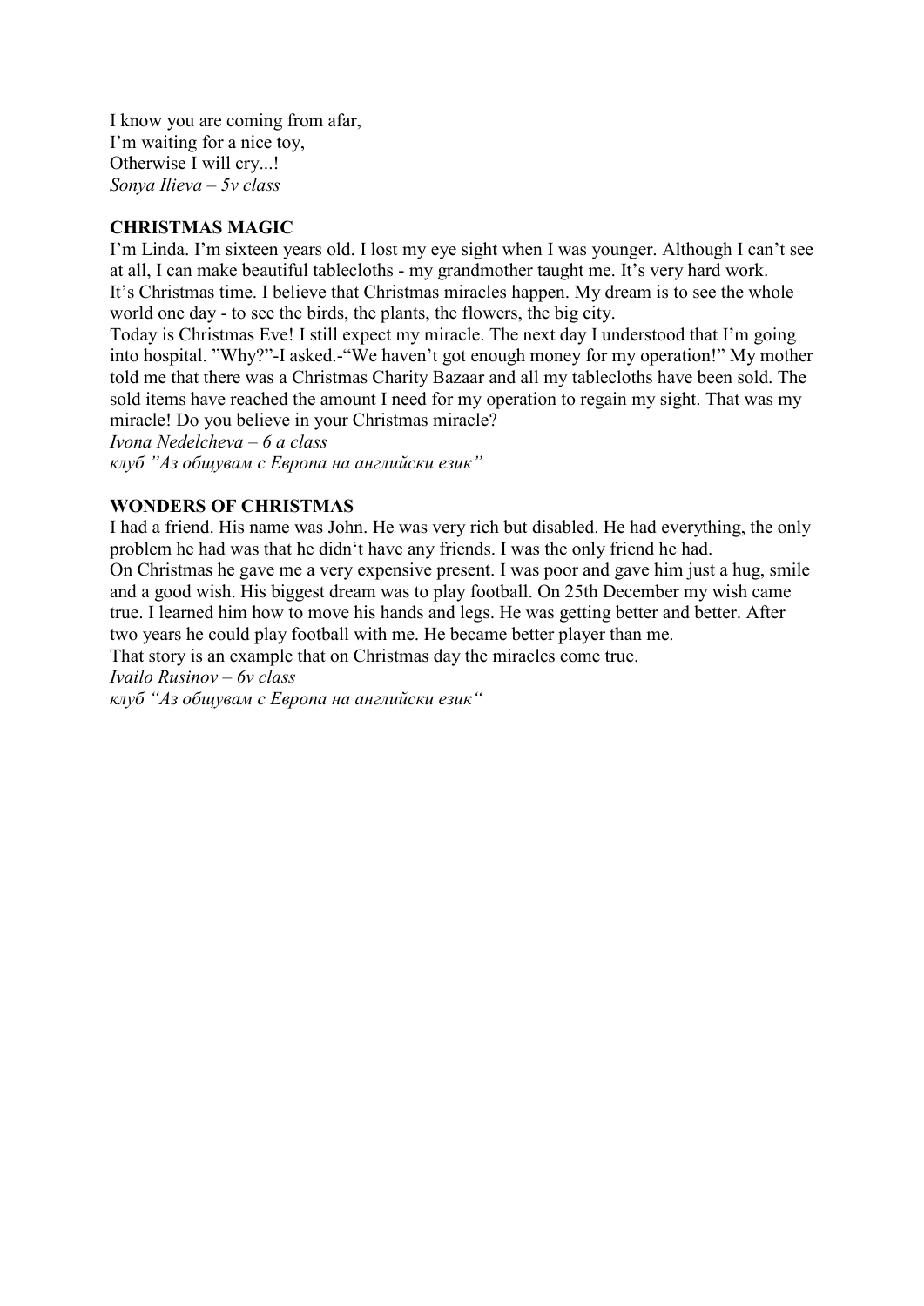I know you are coming from afar,
I'm waiting for a nice toy,
Otherwise I will cry...!
*Sonya Ilieva – 5v class*

**CHRISTMAS MAGIC**

I'm Linda. I'm sixteen years old. I lost my eye sight when I was younger. Although I can't see at all, I can make beautiful tablecloths - my grandmother taught me. It's very hard work.
It's Christmas time. I believe that Christmas miracles happen. My dream is to see the whole world one day - to see the birds, the plants, the flowers, the big city.
Today is Christmas Eve! I still expect my miracle. The next day I understood that I'm going into hospital. "Why?"-I asked.-"We haven't got enough money for my operation!" My mother told me that there was a Christmas Charity Bazaar and all my tablecloths have been sold. The sold items have reached the amount I need for my operation to regain my sight. That was my miracle! Do you believe in your Christmas miracle?
*Ivona Nedelcheva – 6 a class*
*клуб "Аз общувам с Европа на английски език"*

**WONDERS OF CHRISTMAS**

I had a friend. His name was John. He was very rich but disabled. He had everything, the only problem he had was that he didn't have any friends. I was the only friend he had.
On Christmas he gave me a very expensive present. I was poor and gave him just a hug, smile and a good wish. His biggest dream was to play football. On 25th December my wish came true. I learned him how to move his hands and legs. He was getting better and better. After two years he could play football with me. He became better player than me.
That story is an example that on Christmas day the miracles come true.
*Ivailo Rusinov – 6v class*
*клуб "Аз общувам с Европа на английски език"*